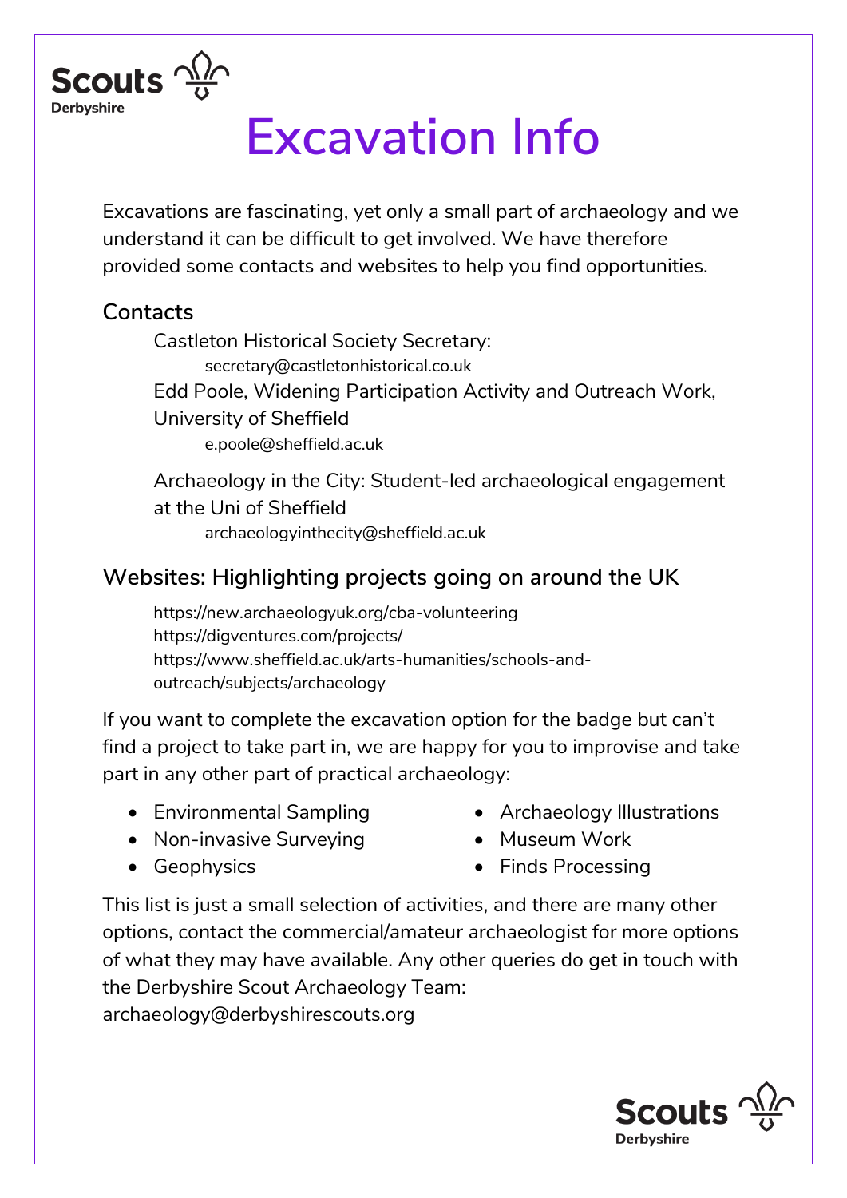Scouts Derbyshire

# Excavation Info

Excavations are fascinating, yet only a small part of archaeology and we understand it can be difficult to get involved. We have therefore provided some contacts and websites to help you find opportunities.

## Contacts

Castleton Historical Society Secretary:
secretary@castletonhistorical.co.uk

Edd Poole, Widening Participation Activity and Outreach Work, University of Sheffield
e.poole@sheffield.ac.uk

Archaeology in the City: Student-led archaeological engagement at the Uni of Sheffield
archaeologyinthecity@sheffield.ac.uk

## Websites: Highlighting projects going on around the UK

https://new.archaeologyuk.org/cba-volunteering
https://digventures.com/projects/
https://www.sheffield.ac.uk/arts-humanities/schools-and-outreach/subjects/archaeology

If you want to complete the excavation option for the badge but can't find a project to take part in, we are happy for you to improvise and take part in any other part of practical archaeology:

- Environmental Sampling
- Non-invasive Surveying
- Geophysics
- Archaeology Illustrations
- Museum Work
- Finds Processing

This list is just a small selection of activities, and there are many other options, contact the commercial/amateur archaeologist for more options of what they may have available. Any other queries do get in touch with the Derbyshire Scout Archaeology Team:
archaeology@derbyshirescouts.org

Scouts Derbyshire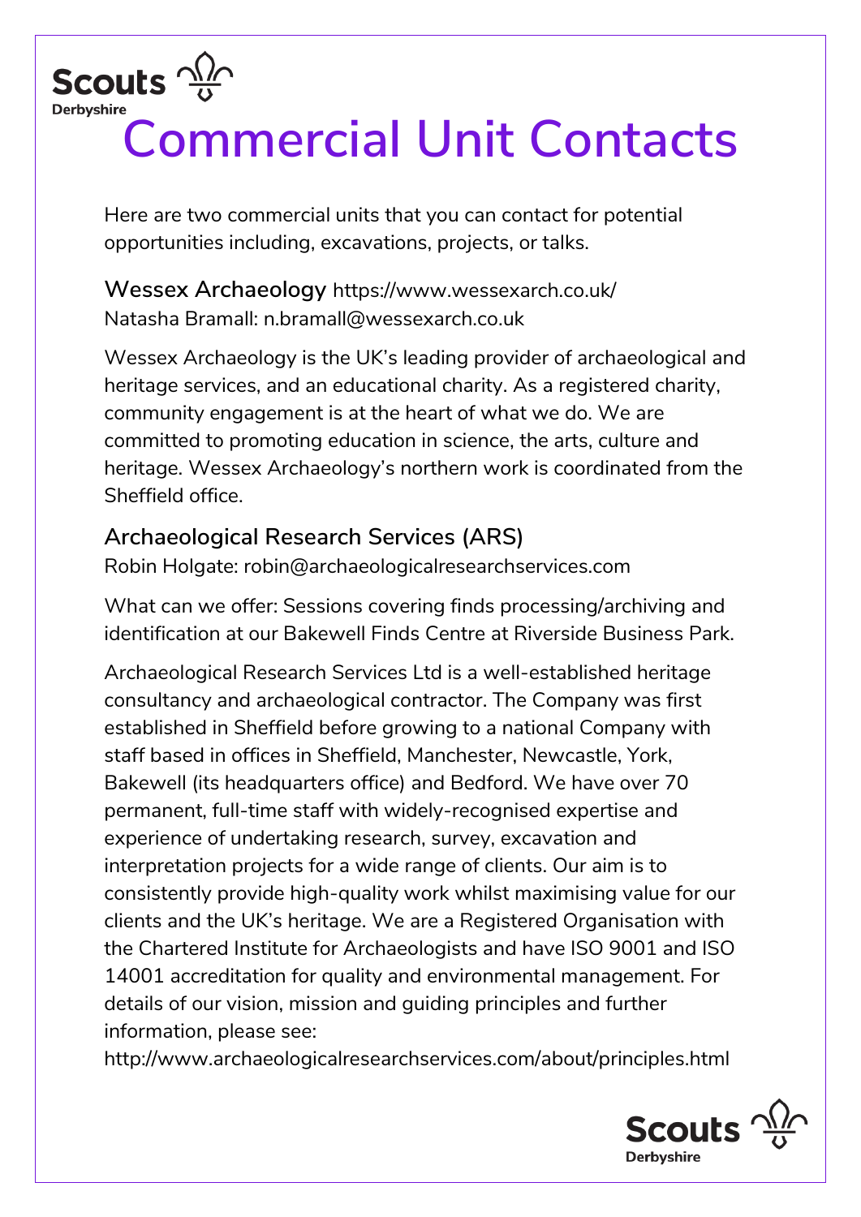# Commercial Unit Contacts

Here are two commercial units that you can contact for potential opportunities including, excavations, projects, or talks.

## Wessex Archaeology https://www.wessexarch.co.uk/

Natasha Bramall: n.bramall@wessexarch.co.uk

Wessex Archaeology is the UK's leading provider of archaeological and heritage services, and an educational charity. As a registered charity, community engagement is at the heart of what we do. We are committed to promoting education in science, the arts, culture and heritage. Wessex Archaeology's northern work is coordinated from the Sheffield office.

## Archaeological Research Services (ARS)

Robin Holgate: robin@archaeologicalresearchservices.com

What can we offer: Sessions covering finds processing/archiving and identification at our Bakewell Finds Centre at Riverside Business Park.

Archaeological Research Services Ltd is a well-established heritage consultancy and archaeological contractor. The Company was first established in Sheffield before growing to a national Company with staff based in offices in Sheffield, Manchester, Newcastle, York, Bakewell (its headquarters office) and Bedford. We have over 70 permanent, full-time staff with widely-recognised expertise and experience of undertaking research, survey, excavation and interpretation projects for a wide range of clients. Our aim is to consistently provide high-quality work whilst maximising value for our clients and the UK's heritage. We are a Registered Organisation with the Chartered Institute for Archaeologists and have ISO 9001 and ISO 14001 accreditation for quality and environmental management. For details of our vision, mission and guiding principles and further information, please see:
http://www.archaeologicalresearchservices.com/about/principles.html